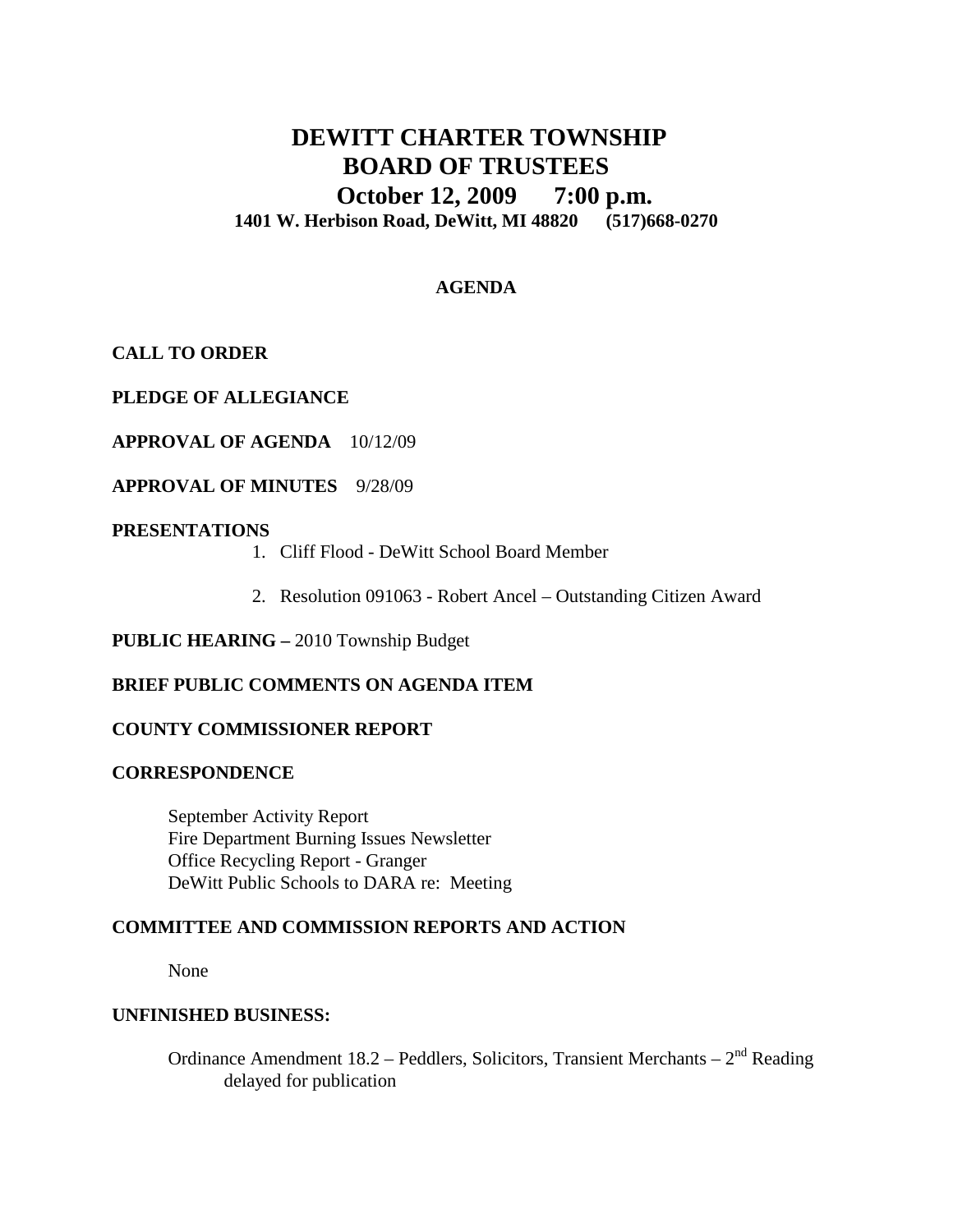# DEWITT CHARTER TOWNSHIP
# BOARD OF TRUSTEES
## October 12, 2009 7:00 p.m.
**1401 W. Herbison Road, DeWitt, MI 48820 (517)668-0270**

**AGENDA**

**CALL TO ORDER**

**PLEDGE OF ALLEGIANCE**

**APPROVAL OF AGENDA** 10/12/09

**APPROVAL OF MINUTES** 9/28/09

**PRESENTATIONS**

1. Cliff Flood - DeWitt School Board Member
2. Resolution 091063 - Robert Ancel – Outstanding Citizen Award

**PUBLIC HEARING –** 2010 Township Budget

**BRIEF PUBLIC COMMENTS ON AGENDA ITEM**

**COUNTY COMMISSIONER REPORT**

**CORRESPONDENCE**

September Activity Report
Fire Department Burning Issues Newsletter
Office Recycling Report - Granger
DeWitt Public Schools to DARA re: Meeting

**COMMITTEE AND COMMISSION REPORTS AND ACTION**

None

**UNFINISHED BUSINESS:**

Ordinance Amendment 18.2 – Peddlers, Solicitors, Transient Merchants – 2nd Reading delayed for publication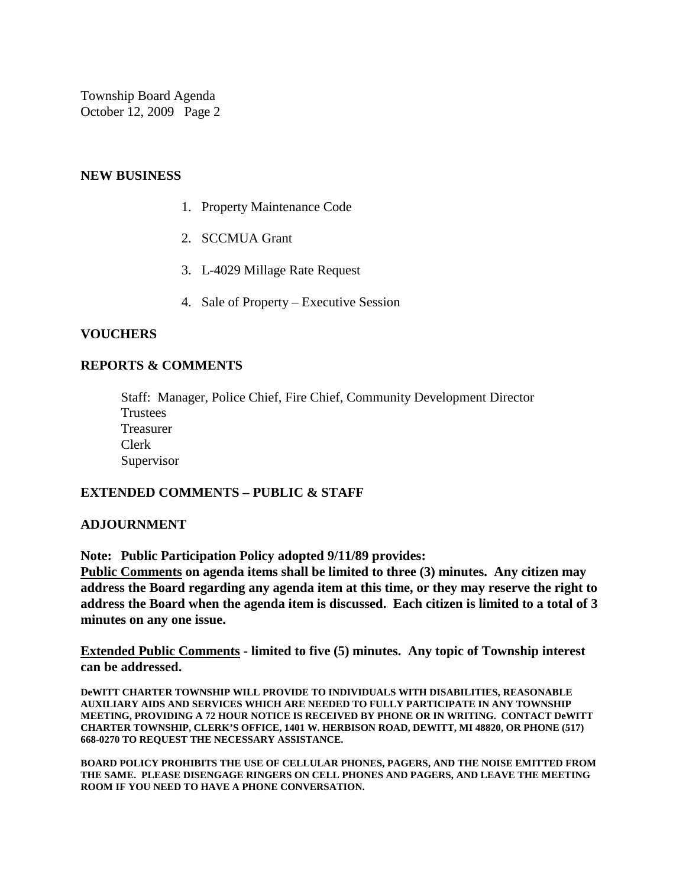## NEW BUSINESS

1. Property Maintenance Code
2. SCCMUA Grant
3. L-4029 Millage Rate Request
4. Sale of Property – Executive Session

## VOUCHERS

## REPORTS & COMMENTS

Staff: Manager, Police Chief, Fire Chief, Community Development Director
Trustees
Treasurer
Clerk
Supervisor

## EXTENDED COMMENTS – PUBLIC & STAFF

## ADJOURNMENT

**Note: Public Participation Policy adopted 9/11/89 provides:**
**Public Comments on agenda items shall be limited to three (3) minutes. Any citizen may address the Board regarding any agenda item at this time, or they may reserve the right to address the Board when the agenda item is discussed. Each citizen is limited to a total of 3 minutes on any one issue.**

**Extended Public Comments - limited to five (5) minutes. Any topic of Township interest can be addressed.**

**DeWITT CHARTER TOWNSHIP WILL PROVIDE TO INDIVIDUALS WITH DISABILITIES, REASONABLE AUXILIARY AIDS AND SERVICES WHICH ARE NEEDED TO FULLY PARTICIPATE IN ANY TOWNSHIP MEETING, PROVIDING A 72 HOUR NOTICE IS RECEIVED BY PHONE OR IN WRITING. CONTACT DeWITT CHARTER TOWNSHIP, CLERK'S OFFICE, 1401 W. HERBISON ROAD, DEWITT, MI 48820, OR PHONE (517) 668-0270 TO REQUEST THE NECESSARY ASSISTANCE.**

**BOARD POLICY PROHIBITS THE USE OF CELLULAR PHONES, PAGERS, AND THE NOISE EMITTED FROM THE SAME. PLEASE DISENGAGE RINGERS ON CELL PHONES AND PAGERS, AND LEAVE THE MEETING ROOM IF YOU NEED TO HAVE A PHONE CONVERSATION.**